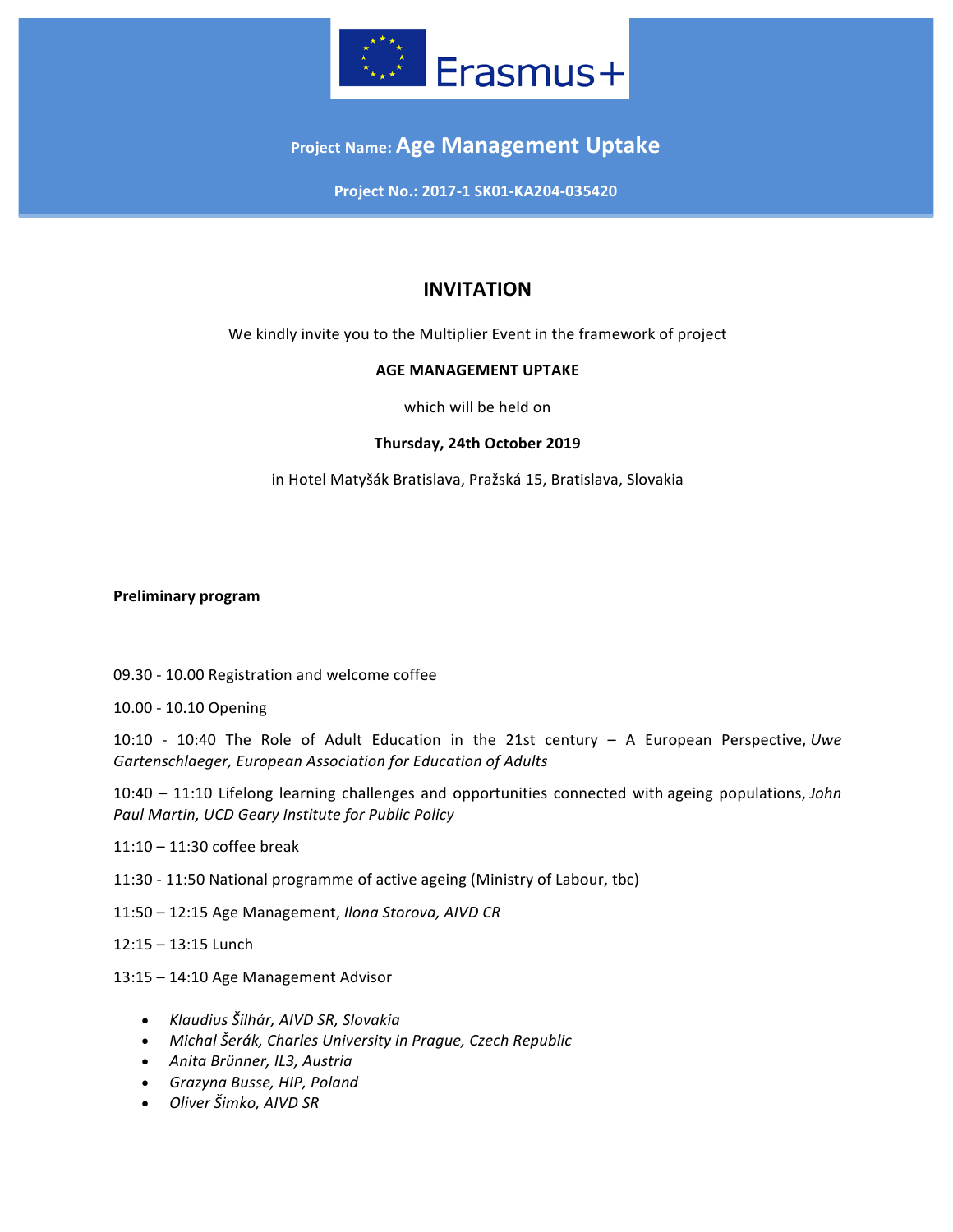Erasmus+

**Project Name: Age Management Uptake**

**Project No.: 2017-1 SK01-KA204-035420**

# INVITATION

We kindly invite you to the Multiplier Event in the framework of project

**AGE MANAGEMENT UPTAKE**

which will be held on

**Thursday, 24th October 2019**

in Hotel Matyšák Bratislava, Pražská 15, Bratislava, Slovakia

**Preliminary program**

09.30 - 10.00 Registration and welcome coffee

10.00 - 10.10 Opening

10:10 - 10:40 The Role of Adult Education in the 21st century – A European Perspective, *Uwe Gartenschlaeger, European Association for Education of Adults*

10:40 – 11:10 Lifelong learning challenges and opportunities connected with ageing populations, *John Paul Martin, UCD Geary Institute for Public Policy*

11:10 – 11:30 coffee break

11:30 - 11:50 National programme of active ageing (Ministry of Labour, tbc)

11:50 – 12:15 Age Management, *Ilona Storova, AIVD CR*

12:15 – 13:15 Lunch

13:15 – 14:10 Age Management Advisor

- *Klaudius Šilhár, AIVD SR, Slovakia*
- *Michal Šerák, Charles University in Prague, Czech Republic*
- *Anita Brünner, IL3, Austria*
- *Grazyna Busse, HIP, Poland*
- *Oliver Šimko, AIVD SR*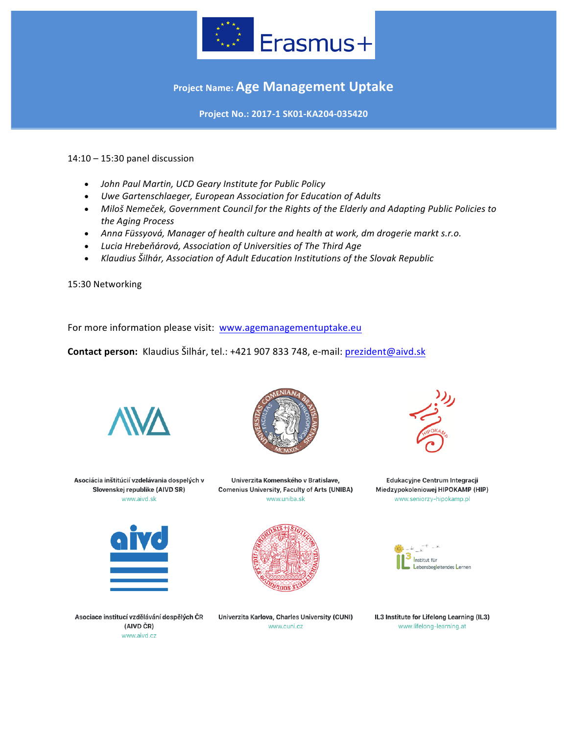**Project Name: Age Management Uptake**

**Project No.: 2017-1 SK01-KA204-035420**

14:10 – 15:30 panel discussion

- *John Paul Martin, UCD Geary Institute for Public Policy*
- *Uwe Gartenschlaeger, European Association for Education of Adults*
- *Miloš Nemeček, Government Council for the Rights of the Elderly and Adapting Public Policies to the Aging Process*
- *Anna Füssyová, Manager of health culture and health at work, dm drogerie markt s.r.o.*
- *Lucia Hrebeňárová, Association of Universities of The Third Age*
- *Klaudius Šilhár, Association of Adult Education Institutions of the Slovak Republic*

15:30 Networking

For more information please visit: www.agemanagementuptake.eu

**Contact person:** Klaudius Šilhár, tel.: +421 907 833 748, e-mail: prezident@aivd.sk

**Asociácia inštitúcií vzdelávania dospelých v Slovenskej republike (AIVD SR)**
www.aivd.sk

**Univerzita Komenského v Bratislave, Comenius University, Faculty of Arts (UNIBA)**
www.uniba.sk

**Edukacyjne Centrum Integracji Miedzypokoleniowej HIPOKAMP (HIP)**
www.seniorzy-hipokamp.pl

**Asociace institucí vzdělávání dospělých ČR (AIVD ČR)**
www.aivd.cz

**Univerzita Karlova, Charles University (CUNI)**
www.cuni.cz

**IL3 Institute for Lifelong Learning (IL3)**
www.lifelong-learning.at